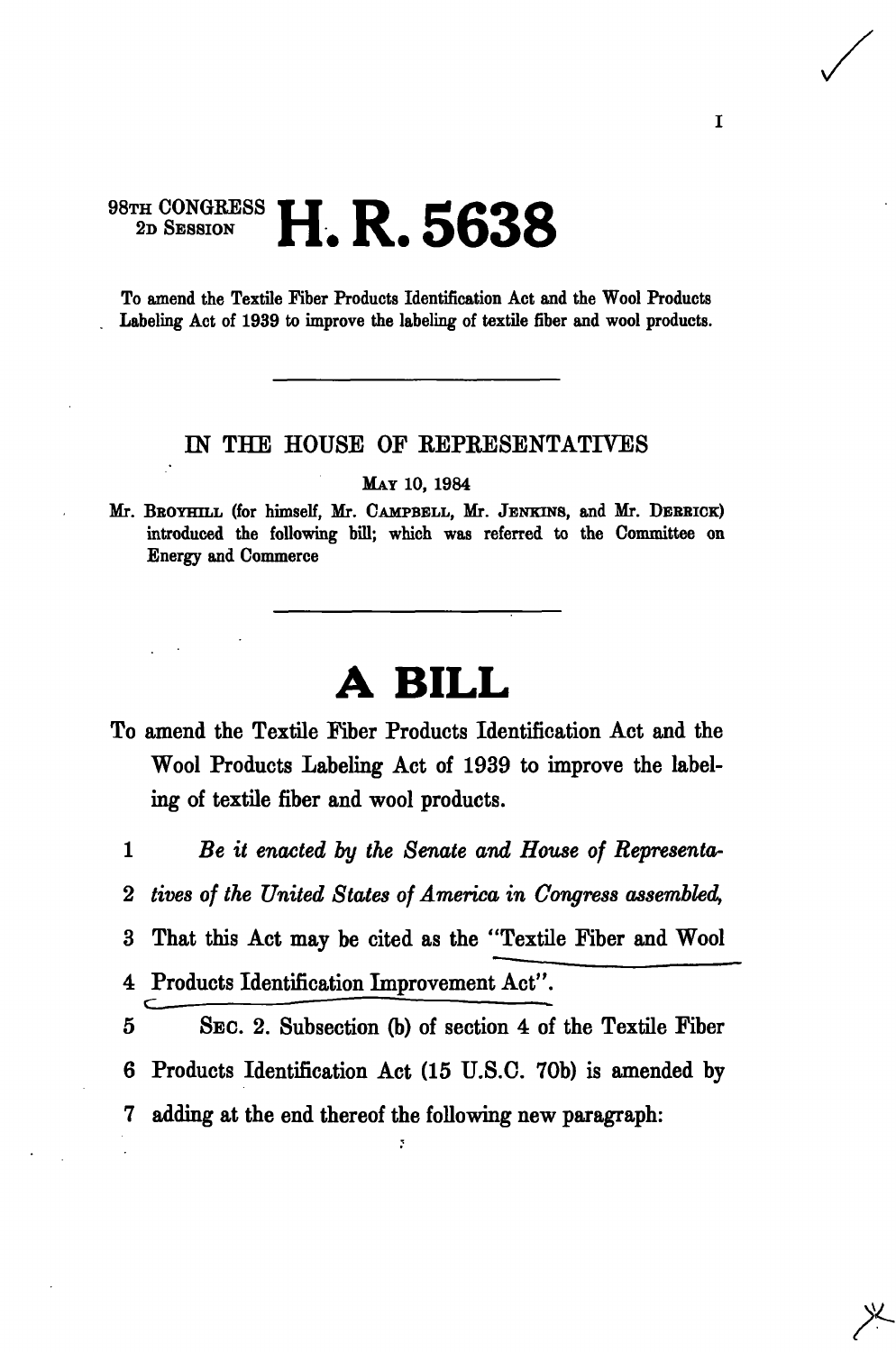98TH CONGRESS 2D SESSION

# H. R. 5638

To amend the Textile Fiber Products Identification Act and the Wool Products Labeling Act of 1939 to improve the labeling of textile fiber and wool products.

---

IN THE HOUSE OF REPRESENTATIVES

MAY 10, 1984

Mr. BROYHILL (for himself, Mr. CAMPBELL, Mr. JENKINS, and Mr. DERRICK) introduced the following bill; which was referred to the Committee on Energy and Commerce

---

# A BILL

To amend the Textile Fiber Products Identification Act and the Wool Products Labeling Act of 1939 to improve the labeling of textile fiber and wool products.

1 *Be it enacted by the Senate and House of Representa-*

2 *tives of the United States of America in Congress assembled,*

3 That this Act may be cited as the "Textile Fiber and Wool

4 Products Identification Improvement Act".

5 SEC. 2. Subsection (b) of section 4 of the Textile Fiber

6 Products Identification Act (15 U.S.C. 70b) is amended by

7 adding at the end thereof the following new paragraph: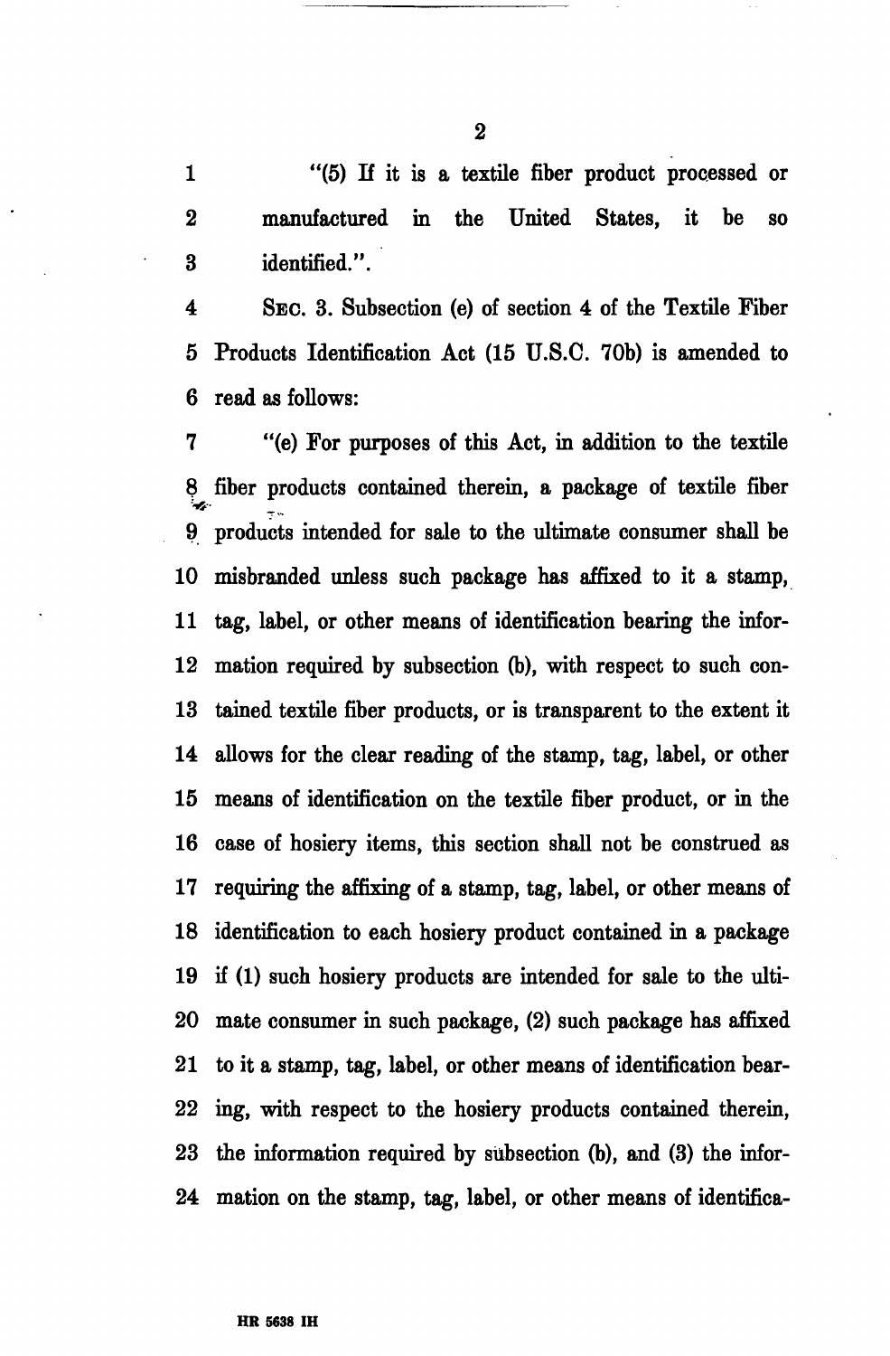"(5) If it is a textile fiber product processed or manufactured in the United States, it be so identified.".

SEC. 3. Subsection (e) of section 4 of the Textile Fiber Products Identification Act (15 U.S.C. 70b) is amended to read as follows:

"(e) For purposes of this Act, in addition to the textile fiber products contained therein, a package of textile fiber products intended for sale to the ultimate consumer shall be misbranded unless such package has affixed to it a stamp, tag, label, or other means of identification bearing the information required by subsection (b), with respect to such contained textile fiber products, or is transparent to the extent it allows for the clear reading of the stamp, tag, label, or other means of identification on the textile fiber product, or in the case of hosiery items, this section shall not be construed as requiring the affixing of a stamp, tag, label, or other means of identification to each hosiery product contained in a package if (1) such hosiery products are intended for sale to the ultimate consumer in such package, (2) such package has affixed to it a stamp, tag, label, or other means of identification bearing, with respect to the hosiery products contained therein, the information required by subsection (b), and (3) the information on the stamp, tag, label, or other means of identifica-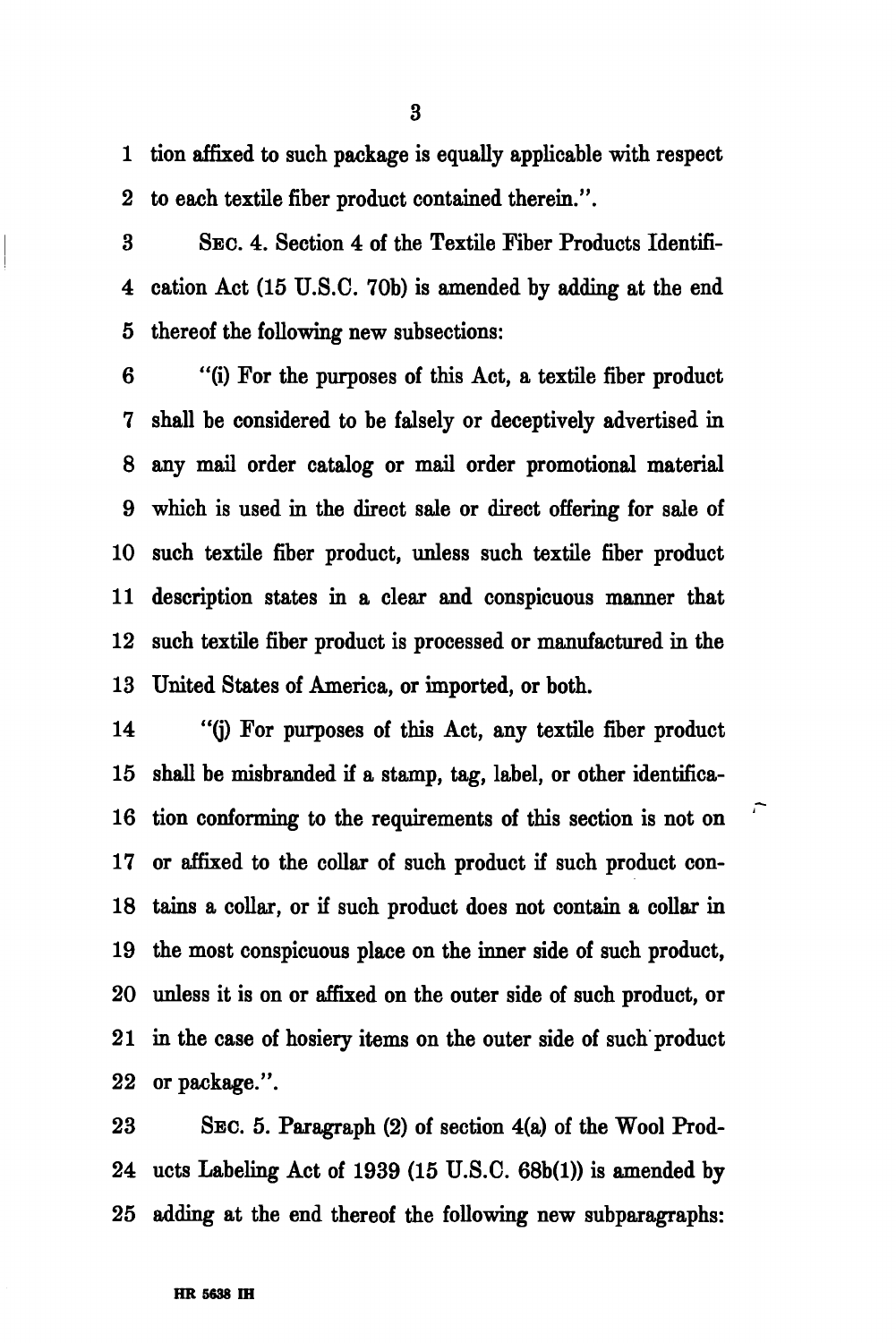tion affixed to such package is equally applicable with respect to each textile fiber product contained therein.".

SEC. 4. Section 4 of the Textile Fiber Products Identification Act (15 U.S.C. 70b) is amended by adding at the end thereof the following new subsections:

"(i) For the purposes of this Act, a textile fiber product shall be considered to be falsely or deceptively advertised in any mail order catalog or mail order promotional material which is used in the direct sale or direct offering for sale of such textile fiber product, unless such textile fiber product description states in a clear and conspicuous manner that such textile fiber product is processed or manufactured in the United States of America, or imported, or both.

"(j) For purposes of this Act, any textile fiber product shall be misbranded if a stamp, tag, label, or other identification conforming to the requirements of this section is not on or affixed to the collar of such product if such product contains a collar, or if such product does not contain a collar in the most conspicuous place on the inner side of such product, unless it is on or affixed on the outer side of such product, or in the case of hosiery items on the outer side of such product or package.".

SEC. 5. Paragraph (2) of section 4(a) of the Wool Products Labeling Act of 1939 (15 U.S.C. 68b(1)) is amended by adding at the end thereof the following new subparagraphs: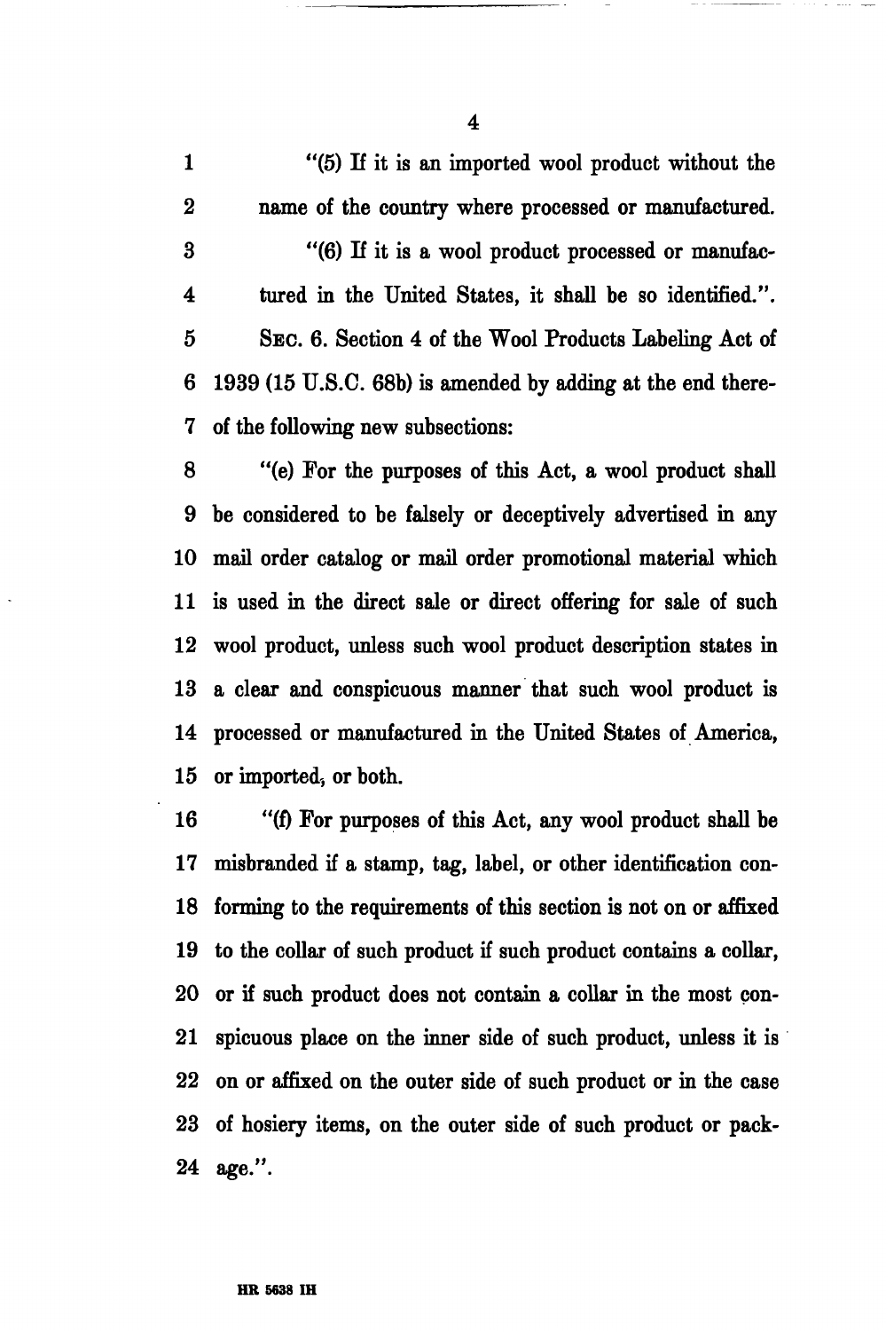"(5) If it is an imported wool product without the name of the country where processed or manufactured.

"(6) If it is a wool product processed or manufactured in the United States, it shall be so identified.".

SEC. 6. Section 4 of the Wool Products Labeling Act of 1939 (15 U.S.C. 68b) is amended by adding at the end thereof the following new subsections:

"(e) For the purposes of this Act, a wool product shall be considered to be falsely or deceptively advertised in any mail order catalog or mail order promotional material which is used in the direct sale or direct offering for sale of such wool product, unless such wool product description states in a clear and conspicuous manner that such wool product is processed or manufactured in the United States of America, or imported, or both.

"(f) For purposes of this Act, any wool product shall be misbranded if a stamp, tag, label, or other identification conforming to the requirements of this section is not on or affixed to the collar of such product if such product contains a collar, or if such product does not contain a collar in the most conspicuous place on the inner side of such product, unless it is on or affixed on the outer side of such product or in the case of hosiery items, on the outer side of such product or package.".

HR 5638 IH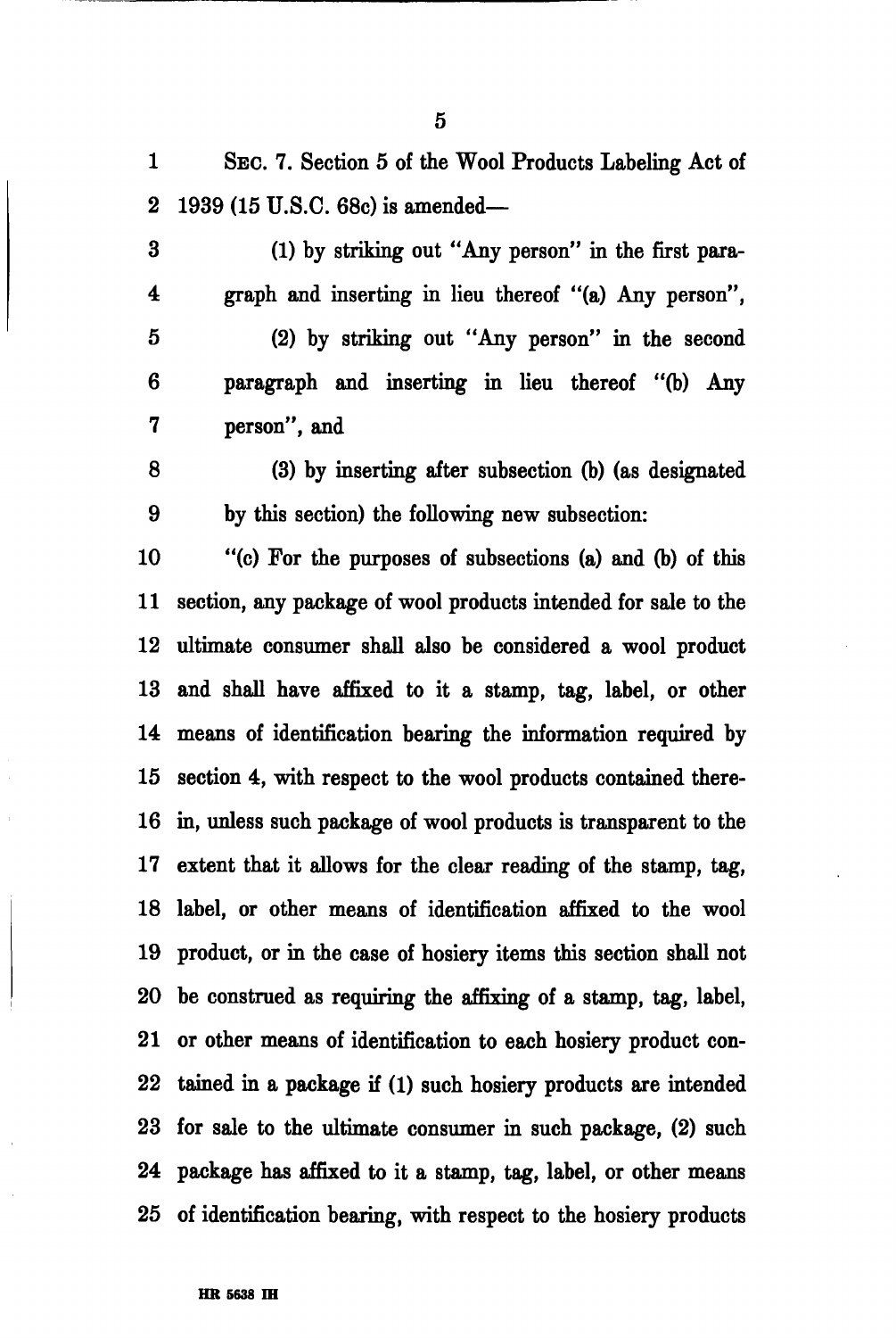SEC. 7. Section 5 of the Wool Products Labeling Act of 1939 (15 U.S.C. 68c) is amended—

(1) by striking out "Any person" in the first paragraph and inserting in lieu thereof "(a) Any person",

(2) by striking out "Any person" in the second paragraph and inserting in lieu thereof "(b) Any person", and

(3) by inserting after subsection (b) (as designated by this section) the following new subsection:

"(c) For the purposes of subsections (a) and (b) of this section, any package of wool products intended for sale to the ultimate consumer shall also be considered a wool product and shall have affixed to it a stamp, tag, label, or other means of identification bearing the information required by section 4, with respect to the wool products contained therein, unless such package of wool products is transparent to the extent that it allows for the clear reading of the stamp, tag, label, or other means of identification affixed to the wool product, or in the case of hosiery items this section shall not be construed as requiring the affixing of a stamp, tag, label, or other means of identification to each hosiery product contained in a package if (1) such hosiery products are intended for sale to the ultimate consumer in such package, (2) such package has affixed to it a stamp, tag, label, or other means of identification bearing, with respect to the hosiery products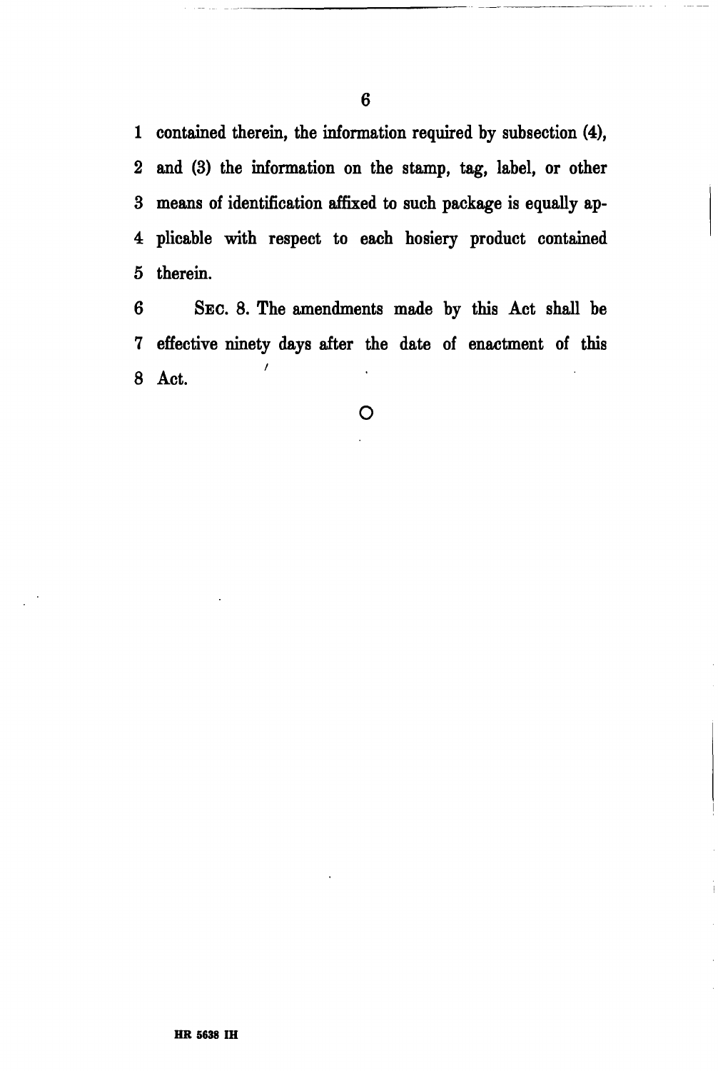contained therein, the information required by subsection (4), and (3) the information on the stamp, tag, label, or other means of identification affixed to such package is equally applicable with respect to each hosiery product contained therein.

SEC. 8. The amendments made by this Act shall be effective ninety days after the date of enactment of this Act.

○